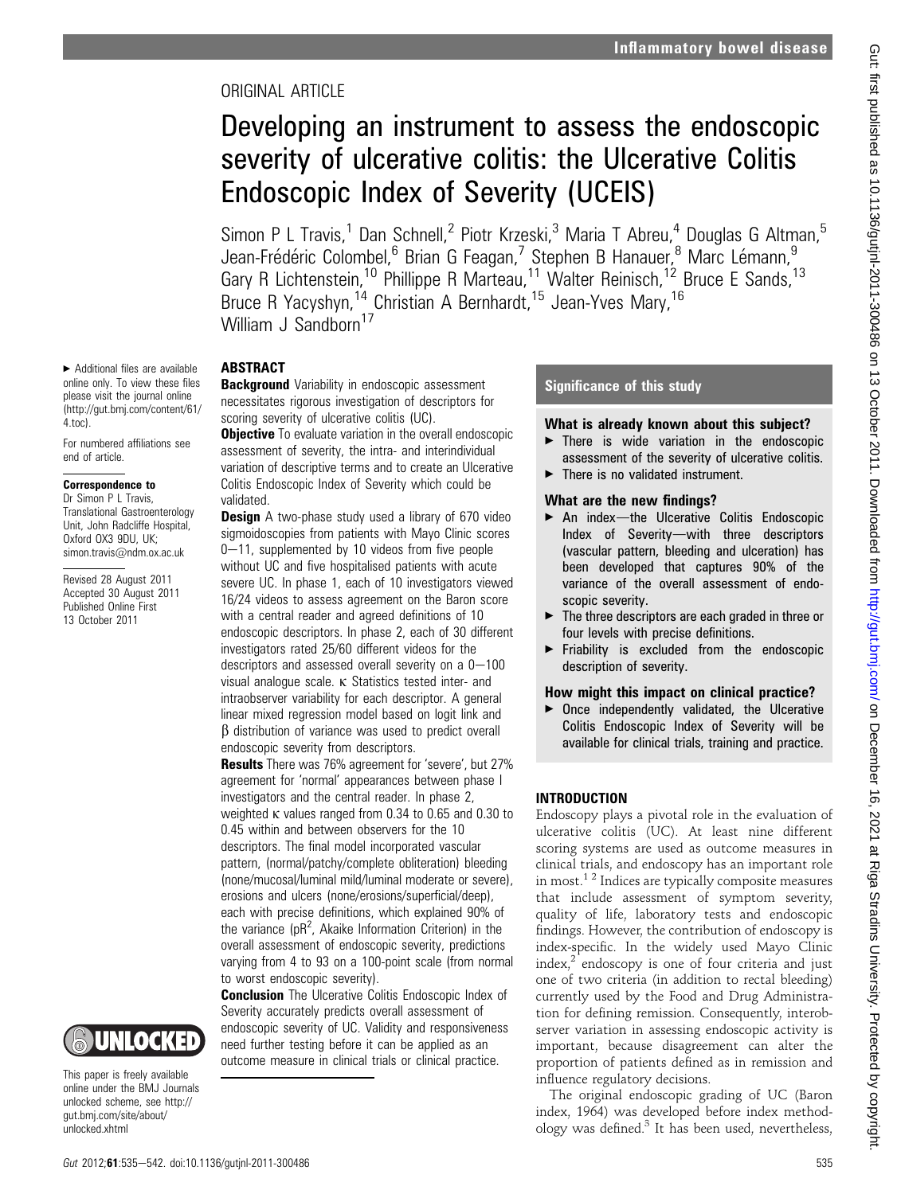ORIGINAL ARTICLE

# Developing an instrument to assess the endoscopic severity of ulcerative colitis: the Ulcerative Colitis Endoscopic Index of Severity (UCEIS)

Simon P L Travis,[1] Dan Schnell,[2] Piotr Krzeski,[3] Maria T Abreu,[4] Douglas G Altman,[5] Jean-Frédéric Colombel,[6] Brian G Feagan,[7] Stephen B Hanauer,[8] Marc Lémann,[9] Gary R Lichtenstein,[10] Phillippe R Marteau,[11] Walter Reinisch,[12] Bruce E Sands,[13] Bruce R Yacyshyn,[14] Christian A Bernhardt,[15] Jean-Yves Mary,[16] William J Sandborn[17]

► Additional files are available online only. To view these files please visit the journal online (http://gut.bmj.com/content/61/4.toc).

For numbered affiliations see end of article.

**Correspondence to**
Dr Simon P L Travis, Translational Gastroenterology Unit, John Radcliffe Hospital, Oxford OX3 9DU, UK; simon.travis@ndm.ox.ac.uk

Revised 28 August 2011
Accepted 30 August 2011
Published Online First 13 October 2011

This paper is freely available online under the BMJ Journals unlocked scheme, see http://gut.bmj.com/site/about/unlocked.xhtml

## ABSTRACT

**Background** Variability in endoscopic assessment necessitates rigorous investigation of descriptors for scoring severity of ulcerative colitis (UC).

**Objective** To evaluate variation in the overall endoscopic assessment of severity, the intra- and interindividual variation of descriptive terms and to create an Ulcerative Colitis Endoscopic Index of Severity which could be validated.

**Design** A two-phase study used a library of 670 video sigmoidoscopies from patients with Mayo Clinic scores 0–11, supplemented by 10 videos from five people without UC and five hospitalised patients with acute severe UC. In phase 1, each of 10 investigators viewed 16/24 videos to assess agreement on the Baron score with a central reader and agreed definitions of 10 endoscopic descriptors. In phase 2, each of 30 different investigators rated 25/60 different videos for the descriptors and assessed overall severity on a 0–100 visual analogue scale. κ Statistics tested inter- and intraobserver variability for each descriptor. A general linear mixed regression model based on logit link and β distribution of variance was used to predict overall endoscopic severity from descriptors.

**Results** There was 76% agreement for 'severe', but 27% agreement for 'normal' appearances between phase I investigators and the central reader. In phase 2, weighted κ values ranged from 0.34 to 0.65 and 0.30 to 0.45 within and between observers for the 10 descriptors. The final model incorporated vascular pattern, (normal/patchy/complete obliteration) bleeding (none/mucosal/luminal mild/luminal moderate or severe), erosions and ulcers (none/erosions/superficial/deep), each with precise definitions, which explained 90% of the variance ($pR^2$, Akaike Information Criterion) in the overall assessment of endoscopic severity, predictions varying from 4 to 93 on a 100-point scale (from normal to worst endoscopic severity).

**Conclusion** The Ulcerative Colitis Endoscopic Index of Severity accurately predicts overall assessment of endoscopic severity of UC. Validity and responsiveness need further testing before it can be applied as an outcome measure in clinical trials or clinical practice.

## Significance of this study

### What is already known about this subject?

- There is wide variation in the endoscopic assessment of the severity of ulcerative colitis.
- There is no validated instrument.

### What are the new findings?

- An index—the Ulcerative Colitis Endoscopic Index of Severity—with three descriptors (vascular pattern, bleeding and ulceration) has been developed that captures 90% of the variance of the overall assessment of endoscopic severity.
- The three descriptors are each graded in three or four levels with precise definitions.
- Friability is excluded from the endoscopic description of severity.

### How might this impact on clinical practice?

- Once independently validated, the Ulcerative Colitis Endoscopic Index of Severity will be available for clinical trials, training and practice.

## INTRODUCTION

Endoscopy plays a pivotal role in the evaluation of ulcerative colitis (UC). At least nine different scoring systems are used as outcome measures in clinical trials, and endoscopy has an important role in most.[1,2] Indices are typically composite measures that include assessment of symptom severity, quality of life, laboratory tests and endoscopic findings. However, the contribution of endoscopy is index-specific. In the widely used Mayo Clinic index,[2] endoscopy is one of four criteria and just one of two criteria (in addition to rectal bleeding) currently used by the Food and Drug Administration for defining remission. Consequently, interobserver variation in assessing endoscopic activity is important, because disagreement can alter the proportion of patients defined as in remission and influence regulatory decisions.

The original endoscopic grading of UC (Baron index, 1964) was developed before index methodology was defined.[3] It has been used, nevertheless,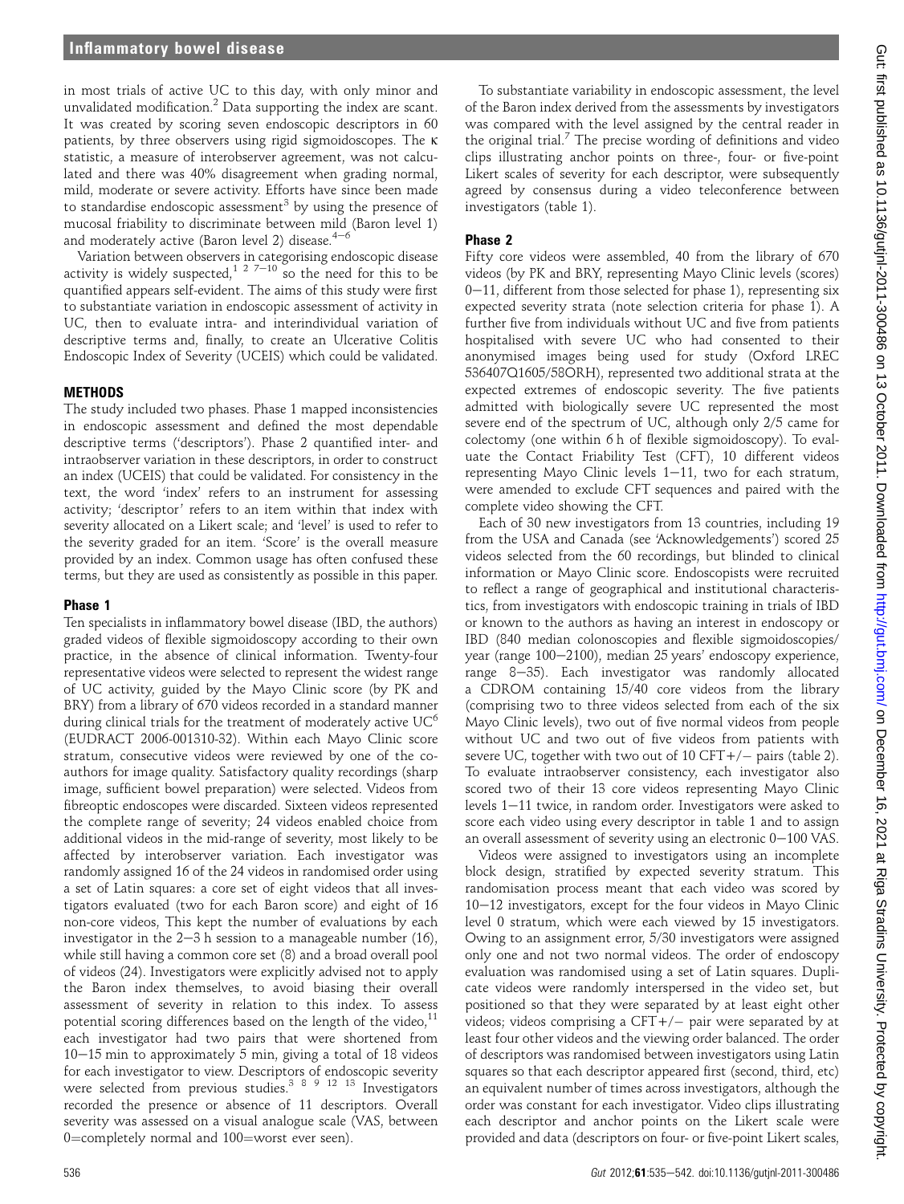in most trials of active UC to this day, with only minor and unvalidated modification.[2] Data supporting the index are scant. It was created by scoring seven endoscopic descriptors in 60 patients, by three observers using rigid sigmoidoscopes. The κ statistic, a measure of interobserver agreement, was not calculated and there was 40% disagreement when grading normal, mild, moderate or severe activity. Efforts have since been made to standardise endoscopic assessment[3] by using the presence of mucosal friability to discriminate between mild (Baron level 1) and moderately active (Baron level 2) disease.[4–6]

Variation between observers in categorising endoscopic disease activity is widely suspected,[1 2 7–10] so the need for this to be quantified appears self-evident. The aims of this study were first to substantiate variation in endoscopic assessment of activity in UC, then to evaluate intra- and interindividual variation of descriptive terms and, finally, to create an Ulcerative Colitis Endoscopic Index of Severity (UCEIS) which could be validated.

## METHODS

The study included two phases. Phase 1 mapped inconsistencies in endoscopic assessment and defined the most dependable descriptive terms ('descriptors'). Phase 2 quantified inter- and intraobserver variation in these descriptors, in order to construct an index (UCEIS) that could be validated. For consistency in the text, the word 'index' refers to an instrument for assessing activity; 'descriptor' refers to an item within that index with severity allocated on a Likert scale; and 'level' is used to refer to the severity graded for an item. 'Score' is the overall measure provided by an index. Common usage has often confused these terms, but they are used as consistently as possible in this paper.

### Phase 1

Ten specialists in inflammatory bowel disease (IBD, the authors) graded videos of flexible sigmoidoscopy according to their own practice, in the absence of clinical information. Twenty-four representative videos were selected to represent the widest range of UC activity, guided by the Mayo Clinic score (by PK and BRY) from a library of 670 videos recorded in a standard manner during clinical trials for the treatment of moderately active UC[6] (EUDRACT 2006-001310-32). Within each Mayo Clinic score stratum, consecutive videos were reviewed by one of the co-authors for image quality. Satisfactory quality recordings (sharp image, sufficient bowel preparation) were selected. Videos from fibreoptic endoscopes were discarded. Sixteen videos represented the complete range of severity; 24 videos enabled choice from additional videos in the mid-range of severity, most likely to be affected by interobserver variation. Each investigator was randomly assigned 16 of the 24 videos in randomised order using a set of Latin squares: a core set of eight videos that all investigators evaluated (two for each Baron score) and eight of 16 non-core videos, This kept the number of evaluations by each investigator in the 2−3 h session to a manageable number (16), while still having a common core set (8) and a broad overall pool of videos (24). Investigators were explicitly advised not to apply the Baron index themselves, to avoid biasing their overall assessment of severity in relation to this index. To assess potential scoring differences based on the length of the video,[11] each investigator had two pairs that were shortened from 10−15 min to approximately 5 min, giving a total of 18 videos for each investigator to view. Descriptors of endoscopic severity were selected from previous studies.[3 8 9 12 13] Investigators recorded the presence or absence of 11 descriptors. Overall severity was assessed on a visual analogue scale (VAS, between 0=completely normal and 100=worst ever seen).

To substantiate variability in endoscopic assessment, the level of the Baron index derived from the assessments by investigators was compared with the level assigned by the central reader in the original trial.[7] The precise wording of definitions and video clips illustrating anchor points on three-, four- or five-point Likert scales of severity for each descriptor, were subsequently agreed by consensus during a video teleconference between investigators (table 1).

### Phase 2

Fifty core videos were assembled, 40 from the library of 670 videos (by PK and BRY, representing Mayo Clinic levels (scores) 0−11, different from those selected for phase 1), representing six expected severity strata (note selection criteria for phase 1). A further five from individuals without UC and five from patients hospitalised with severe UC who had consented to their anonymised images being used for study (Oxford LREC 536407Q1605/58ORH), represented two additional strata at the expected extremes of endoscopic severity. The five patients admitted with biologically severe UC represented the most severe end of the spectrum of UC, although only 2/5 came for colectomy (one within 6 h of flexible sigmoidoscopy). To evaluate the Contact Friability Test (CFT), 10 different videos representing Mayo Clinic levels 1−11, two for each stratum, were amended to exclude CFT sequences and paired with the complete video showing the CFT.

Each of 30 new investigators from 13 countries, including 19 from the USA and Canada (see 'Acknowledgements') scored 25 videos selected from the 60 recordings, but blinded to clinical information or Mayo Clinic score. Endoscopists were recruited to reflect a range of geographical and institutional characteristics, from investigators with endoscopic training in trials of IBD or known to the authors as having an interest in endoscopy or IBD (840 median colonoscopies and flexible sigmoidoscopies/year (range 100−2100), median 25 years' endoscopy experience, range 8−35). Each investigator was randomly allocated a CDROM containing 15/40 core videos from the library (comprising two to three videos selected from each of the six Mayo Clinic levels), two out of five normal videos from people without UC and two out of five videos from patients with severe UC, together with two out of 10 CFT+/− pairs (table 2). To evaluate intraobserver consistency, each investigator also scored two of their 13 core videos representing Mayo Clinic levels 1−11 twice, in random order. Investigators were asked to score each video using every descriptor in table 1 and to assign an overall assessment of severity using an electronic 0−100 VAS.

Videos were assigned to investigators using an incomplete block design, stratified by expected severity stratum. This randomisation process meant that each video was scored by 10−12 investigators, except for the four videos in Mayo Clinic level 0 stratum, which were each viewed by 15 investigators. Owing to an assignment error, 5/30 investigators were assigned only one and not two normal videos. The order of endoscopy evaluation was randomised using a set of Latin squares. Duplicate videos were randomly interspersed in the video set, but positioned so that they were separated by at least eight other videos; videos comprising a CFT+/− pair were separated by at least four other videos and the viewing order balanced. The order of descriptors was randomised between investigators using Latin squares so that each descriptor appeared first (second, third, etc) an equivalent number of times across investigators, although the order was constant for each investigator. Video clips illustrating each descriptor and anchor points on the Likert scale were provided and data (descriptors on four- or five-point Likert scales,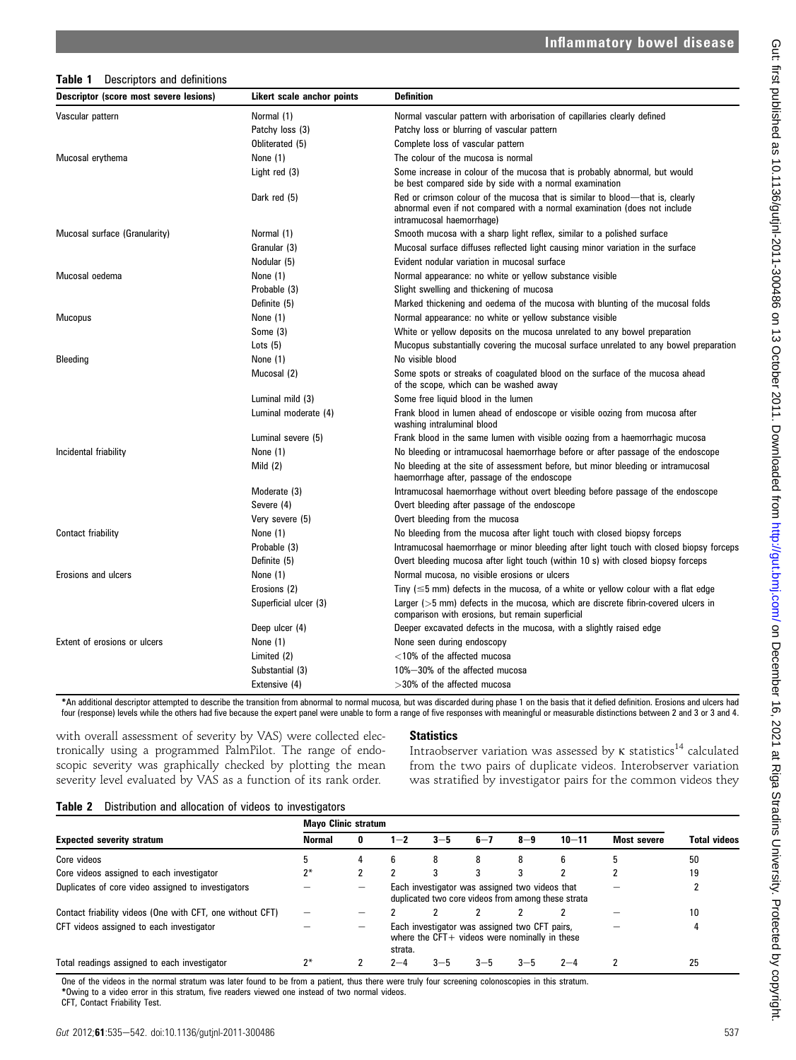**Table 1** Descriptors and definitions

| Descriptor (score most severe lesions) | Likert scale anchor points | Definition |
|---|---|---|
| Vascular pattern | Normal (1) | Normal vascular pattern with arborisation of capillaries clearly defined |
| | Patchy loss (3) | Patchy loss or blurring of vascular pattern |
| | Obliterated (5) | Complete loss of vascular pattern |
| Mucosal erythema | None (1) | The colour of the mucosa is normal |
| | Light red (3) | Some increase in colour of the mucosa that is probably abnormal, but would be best compared side by side with a normal examination |
| | Dark red (5) | Red or crimson colour of the mucosa that is similar to blood—that is, clearly abnormal even if not compared with a normal examination (does not include intramucosal haemorrhage) |
| Mucosal surface (Granularity) | Normal (1) | Smooth mucosa with a sharp light reflex, similar to a polished surface |
| | Granular (3) | Mucosal surface diffuses reflected light causing minor variation in the surface |
| | Nodular (5) | Evident nodular variation in mucosal surface |
| Mucosal oedema | None (1) | Normal appearance: no white or yellow substance visible |
| | Probable (3) | Slight swelling and thickening of mucosa |
| | Definite (5) | Marked thickening and oedema of the mucosa with blunting of the mucosal folds |
| Mucopus | None (1) | Normal appearance: no white or yellow substance visible |
| | Some (3) | White or yellow deposits on the mucosa unrelated to any bowel preparation |
| | Lots (5) | Mucopus substantially covering the mucosal surface unrelated to any bowel preparation |
| Bleeding | None (1) | No visible blood |
| | Mucosal (2) | Some spots or streaks of coagulated blood on the surface of the mucosa ahead of the scope, which can be washed away |
| | Luminal mild (3) | Some free liquid blood in the lumen |
| | Luminal moderate (4) | Frank blood in lumen ahead of endoscope or visible oozing from mucosa after washing intraluminal blood |
| | Luminal severe (5) | Frank blood in the same lumen with visible oozing from a haemorrhagic mucosa |
| Incidental friability | None (1) | No bleeding or intramucosal haemorrhage before or after passage of the endoscope |
| | Mild (2) | No bleeding at the site of assessment before, but minor bleeding or intramucosal haemorrhage after, passage of the endoscope |
| | Moderate (3) | Intramucosal haemorrhage without overt bleeding before passage of the endoscope |
| | Severe (4) | Overt bleeding after passage of the endoscope |
| | Very severe (5) | Overt bleeding from the mucosa |
| Contact friability | None (1) | No bleeding from the mucosa after light touch with closed biopsy forceps |
| | Probable (3) | Intramucosal haemorrhage or minor bleeding after light touch with closed biopsy forceps |
| | Definite (5) | Overt bleeding mucosa after light touch (within 10 s) with closed biopsy forceps |
| Erosions and ulcers | None (1) | Normal mucosa, no visible erosions or ulcers |
| | Erosions (2) | Tiny (≤5 mm) defects in the mucosa, of a white or yellow colour with a flat edge |
| | Superficial ulcer (3) | Larger (>5 mm) defects in the mucosa, which are discrete fibrin-covered ulcers in comparison with erosions, but remain superficial |
| | Deep ulcer (4) | Deeper excavated defects in the mucosa, with a slightly raised edge |
| Extent of erosions or ulcers | None (1) | None seen during endoscopy |
| | Limited (2) | <10% of the affected mucosa |
| | Substantial (3) | 10%–30% of the affected mucosa |
| | Extensive (4) | >30% of the affected mucosa |

*An additional descriptor attempted to describe the transition from abnormal to normal mucosa, but was discarded during phase 1 on the basis that it defied definition. Erosions and ulcers had four (response) levels while the others had five because the expert panel were unable to form a range of five responses with meaningful or measurable distinctions between 2 and 3 or 3 and 4.

with overall assessment of severity by VAS) were collected electronically using a programmed PalmPilot. The range of endoscopic severity was graphically checked by plotting the mean severity level evaluated by VAS as a function of its rank order.

### Statistics

Intraobserver variation was assessed by κ statistics[14] calculated from the two pairs of duplicate videos. Interobserver variation was stratified by investigator pairs for the common videos they

**Table 2** Distribution and allocation of videos to investigators

| Expected severity stratum | Mayo Clinic stratum | | | | | | | | Total videos |
|---|---|---|---|---|---|---|---|---|---|
| | Normal | 0 | 1–2 | 3–5 | 6–7 | 8–9 | 10–11 | Most severe | |
| Core videos | 5 | 4 | 6 | 8 | 8 | 8 | 6 | 5 | 50 |
| Core videos assigned to each investigator | 2* | 2 | 2 | 3 | 3 | 3 | 2 | 2 | 19 |
| Duplicates of core video assigned to investigators | – | – | Each investigator was assigned two videos that duplicated two core videos from among these strata | | | | | – | 2 |
| Contact friability videos (One with CFT, one without CFT) | – | – | 2 | 2 | 2 | 2 | 2 | – | 10 |
| CFT videos assigned to each investigator | – | – | Each investigator was assigned two CFT pairs, where the CFT+ videos were nominally in these strata. | | | | | – | 4 |
| Total readings assigned to each investigator | 2* | 2 | 2–4 | 3–5 | 3–5 | 3–5 | 2–4 | 2 | 25 |

One of the videos in the normal stratum was later found to be from a patient, thus there were truly four screening colonoscopies in this stratum.
*Owing to a video error in this stratum, five readers viewed one instead of two normal videos.
CFT, Contact Friability Test.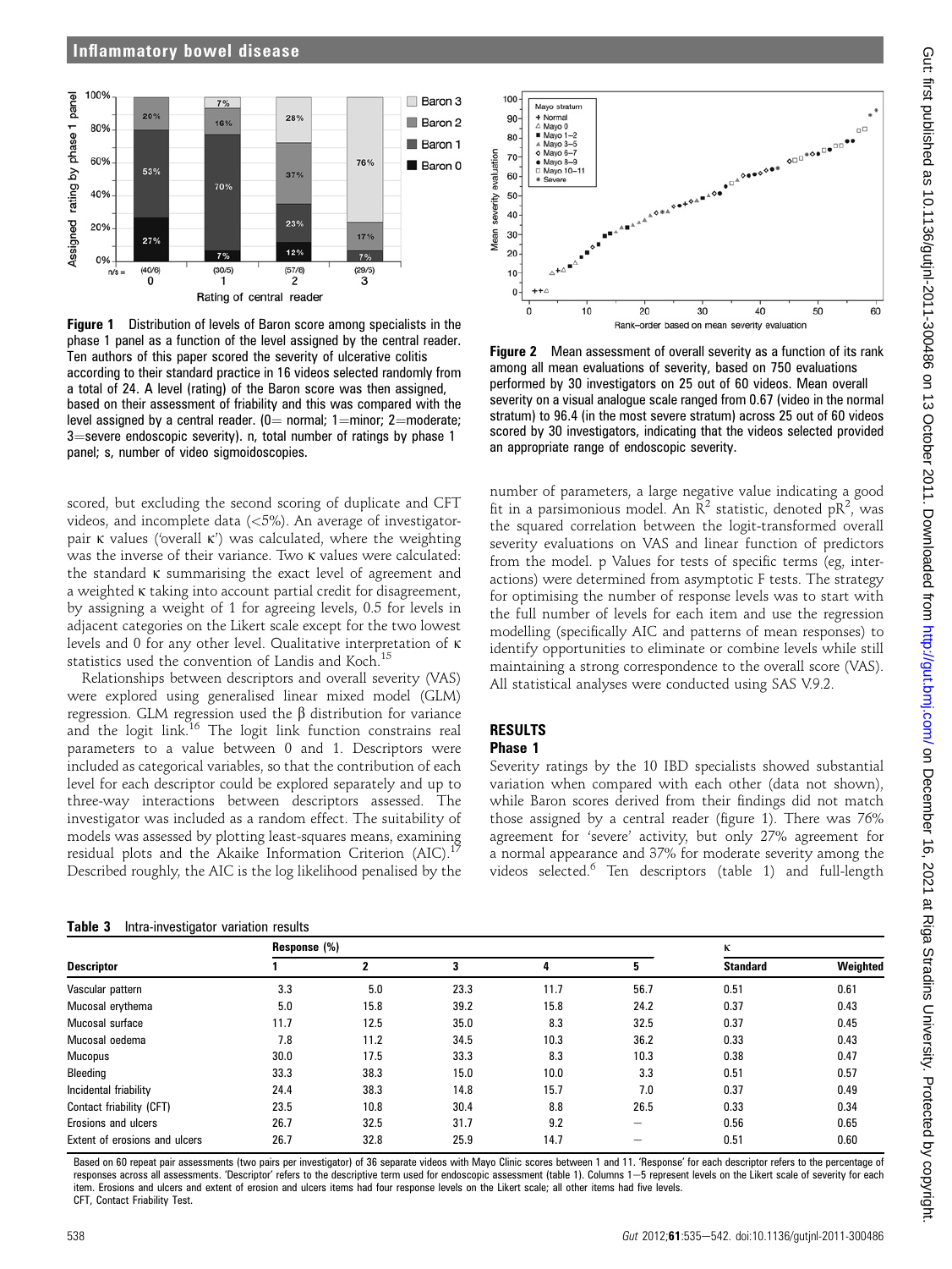**Figure 1** Distribution of levels of Baron score among specialists in the phase 1 panel as a function of the level assigned by the central reader. Ten authors of this paper scored the severity of ulcerative colitis according to their standard practice in 16 videos selected randomly from a total of 24. A level (rating) of the Baron score was then assigned, based on their assessment of friability and this was compared with the level assigned by a central reader. (0= normal; 1=minor; 2=moderate; 3=severe endoscopic severity). n, total number of ratings by phase 1 panel; s, number of video sigmoidoscopies.

**Figure 2** Mean assessment of overall severity as a function of its rank among all mean evaluations of severity, based on 750 evaluations performed by 30 investigators on 25 out of 60 videos. Mean overall severity on a visual analogue scale ranged from 0.67 (video in the normal stratum) to 96.4 (in the most severe stratum) across 25 out of 60 videos scored by 30 investigators, indicating that the videos selected provided an appropriate range of endoscopic severity.

scored, but excluding the second scoring of duplicate and CFT videos, and incomplete data (<5%). An average of investigator-pair κ values ('overall κ') was calculated, where the weighting was the inverse of their variance. Two κ values were calculated: the standard κ summarising the exact level of agreement and a weighted κ taking into account partial credit for disagreement, by assigning a weight of 1 for agreeing levels, 0.5 for levels in adjacent categories on the Likert scale except for the two lowest levels and 0 for any other level. Qualitative interpretation of κ statistics used the convention of Landis and Koch.[15]

Relationships between descriptors and overall severity (VAS) were explored using generalised linear mixed model (GLM) regression. GLM regression used the β distribution for variance and the logit link.[16] The logit link function constrains real parameters to a value between 0 and 1. Descriptors were included as categorical variables, so that the contribution of each level for each descriptor could be explored separately and up to three-way interactions between descriptors assessed. The investigator was included as a random effect. The suitability of models was assessed by plotting least-squares means, examining residual plots and the Akaike Information Criterion (AIC).[17] Described roughly, the AIC is the log likelihood penalised by the number of parameters, a large negative value indicating a good fit in a parsimonious model. An $R^2$ statistic, denoted $pR^2$, was the squared correlation between the logit-transformed overall severity evaluations on VAS and linear function of predictors from the model. p Values for tests of specific terms (eg, interactions) were determined from asymptotic F tests. The strategy for optimising the number of response levels was to start with the full number of levels for each item and use the regression modelling (specifically AIC and patterns of mean responses) to identify opportunities to eliminate or combine levels while still maintaining a strong correspondence to the overall score (VAS). All statistical analyses were conducted using SAS V.9.2.

## RESULTS

### Phase 1

Severity ratings by the 10 IBD specialists showed substantial variation when compared with each other (data not shown), while Baron scores derived from their findings did not match those assigned by a central reader (figure 1). There was 76% agreement for 'severe' activity, but only 27% agreement for a normal appearance and 37% for moderate severity among the videos selected.[6] Ten descriptors (table 1) and full-length

**Table 3** Intra-investigator variation results

| Descriptor | Response (%) | | | | | κ | |
|---|---|---|---|---|---|---|---|
| | 1 | 2 | 3 | 4 | 5 | Standard | Weighted |
| Vascular pattern | 3.3 | 5.0 | 23.3 | 11.7 | 56.7 | 0.51 | 0.61 |
| Mucosal erythema | 5.0 | 15.8 | 39.2 | 15.8 | 24.2 | 0.37 | 0.43 |
| Mucosal surface | 11.7 | 12.5 | 35.0 | 8.3 | 32.5 | 0.37 | 0.45 |
| Mucosal oedema | 7.8 | 11.2 | 34.5 | 10.3 | 36.2 | 0.33 | 0.43 |
| Mucopus | 30.0 | 17.5 | 33.3 | 8.3 | 10.3 | 0.38 | 0.47 |
| Bleeding | 33.3 | 38.3 | 15.0 | 10.0 | 3.3 | 0.51 | 0.57 |
| Incidental friability | 24.4 | 38.3 | 14.8 | 15.7 | 7.0 | 0.37 | 0.49 |
| Contact friability (CFT) | 23.5 | 10.8 | 30.4 | 8.8 | 26.5 | 0.33 | 0.34 |
| Erosions and ulcers | 26.7 | 32.5 | 31.7 | 9.2 | — | 0.56 | 0.65 |
| Extent of erosions and ulcers | 26.7 | 32.8 | 25.9 | 14.7 | — | 0.51 | 0.60 |

Based on 60 repeat pair assessments (two pairs per investigator) of 36 separate videos with Mayo Clinic scores between 1 and 11. 'Response' for each descriptor refers to the percentage of responses across all assessments. 'Descriptor' refers to the descriptive term used for endoscopic assessment (table 1). Columns 1−5 represent levels on the Likert scale of severity for each item. Erosions and ulcers and extent of erosion and ulcers items had four response levels on the Likert scale; all other items had five levels.
CFT, Contact Friability Test.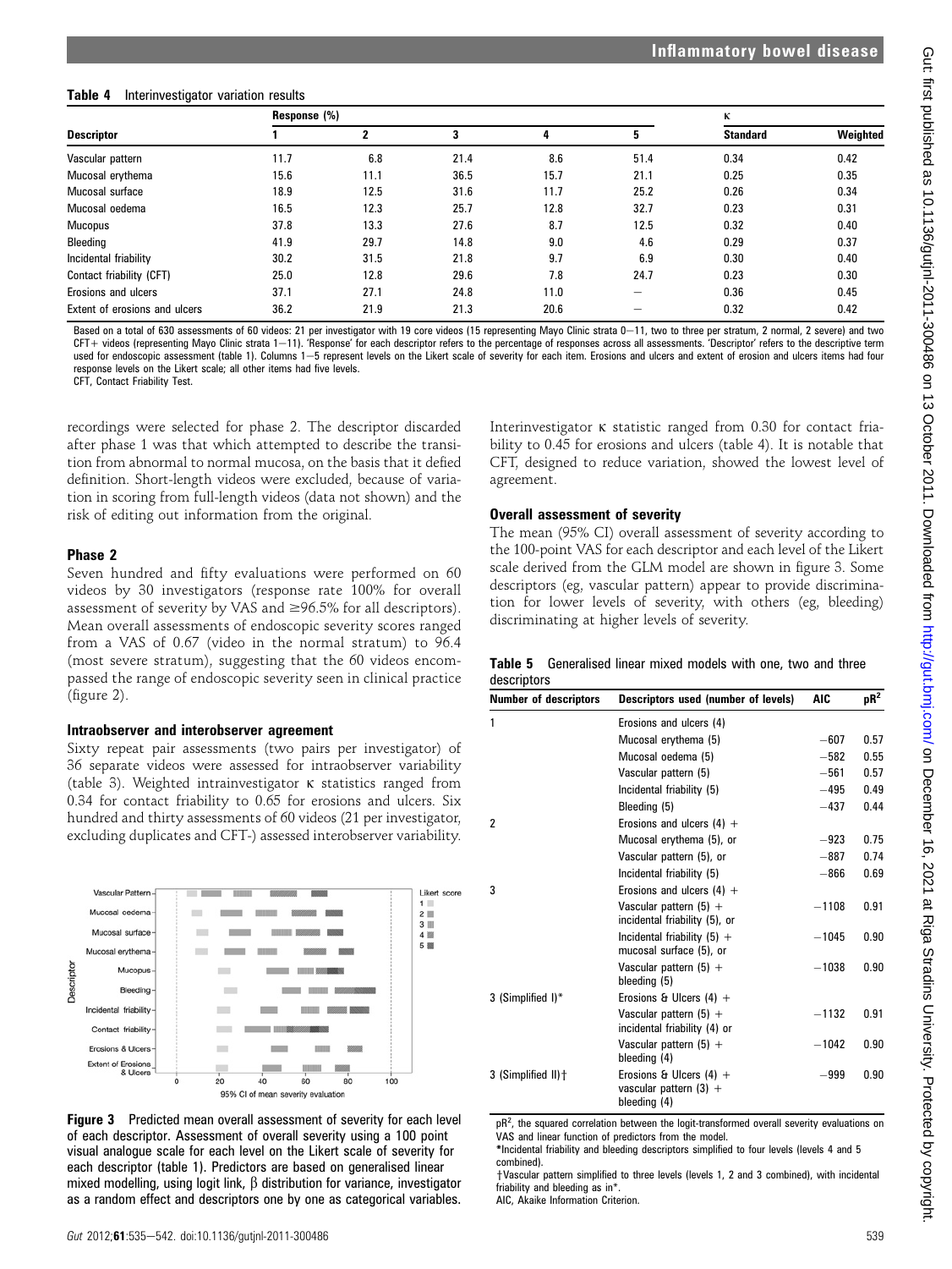**Table 4** Interinvestigator variation results

| Descriptor | Response (%) | | | | | κ | |
|---|---|---|---|---|---|---|---|
| | 1 | 2 | 3 | 4 | 5 | Standard | Weighted |
| Vascular pattern | 11.7 | 6.8 | 21.4 | 8.6 | 51.4 | 0.34 | 0.42 |
| Mucosal erythema | 15.6 | 11.1 | 36.5 | 15.7 | 21.1 | 0.25 | 0.35 |
| Mucosal surface | 18.9 | 12.5 | 31.6 | 11.7 | 25.2 | 0.26 | 0.34 |
| Mucosal oedema | 16.5 | 12.3 | 25.7 | 12.8 | 32.7 | 0.23 | 0.31 |
| Mucopus | 37.8 | 13.3 | 27.6 | 8.7 | 12.5 | 0.32 | 0.40 |
| Bleeding | 41.9 | 29.7 | 14.8 | 9.0 | 4.6 | 0.29 | 0.37 |
| Incidental friability | 30.2 | 31.5 | 21.8 | 9.7 | 6.9 | 0.30 | 0.40 |
| Contact friability (CFT) | 25.0 | 12.8 | 29.6 | 7.8 | 24.7 | 0.23 | 0.30 |
| Erosions and ulcers | 37.1 | 27.1 | 24.8 | 11.0 | — | 0.36 | 0.45 |
| Extent of erosions and ulcers | 36.2 | 21.9 | 21.3 | 20.6 | — | 0.32 | 0.42 |

Based on a total of 630 assessments of 60 videos: 21 per investigator with 19 core videos (15 representing Mayo Clinic strata 0—11, two to three per stratum, 2 normal, 2 severe) and two CFT+ videos (representing Mayo Clinic strata 1—11). 'Response' for each descriptor refers to the percentage of responses across all assessments. 'Descriptor' refers to the descriptive term used for endoscopic assessment (table 1). Columns 1—5 represent levels on the Likert scale of severity for each item. Erosions and ulcers and extent of erosion and ulcers items had four response levels on the Likert scale; all other items had five levels.
CFT, Contact Friability Test.

recordings were selected for phase 2. The descriptor discarded after phase 1 was that which attempted to describe the transition from abnormal to normal mucosa, on the basis that it defied definition. Short-length videos were excluded, because of variation in scoring from full-length videos (data not shown) and the risk of editing out information from the original.

### Phase 2

Seven hundred and fifty evaluations were performed on 60 videos by 30 investigators (response rate 100% for overall assessment of severity by VAS and ≥96.5% for all descriptors). Mean overall assessments of endoscopic severity scores ranged from a VAS of 0.67 (video in the normal stratum) to 96.4 (most severe stratum), suggesting that the 60 videos encompassed the range of endoscopic severity seen in clinical practice (figure 2).

### Intraobserver and interobserver agreement

Sixty repeat pair assessments (two pairs per investigator) of 36 separate videos were assessed for intraobserver variability (table 3). Weighted intrainvestigator κ statistics ranged from 0.34 for contact friability to 0.65 for erosions and ulcers. Six hundred and thirty assessments of 60 videos (21 per investigator, excluding duplicates and CFT-) assessed interobserver variability. Interinvestigator κ statistic ranged from 0.30 for contact friability to 0.45 for erosions and ulcers (table 4). It is notable that CFT, designed to reduce variation, showed the lowest level of agreement.

**Figure 3** Predicted mean overall assessment of severity for each level of each descriptor. Assessment of overall severity using a 100 point visual analogue scale for each level on the Likert scale of severity for each descriptor (table 1). Predictors are based on generalised linear mixed modelling, using logit link, β distribution for variance, investigator as a random effect and descriptors one by one as categorical variables.

### Overall assessment of severity

The mean (95% CI) overall assessment of severity according to the 100-point VAS for each descriptor and each level of the Likert scale derived from the GLM model are shown in figure 3. Some descriptors (eg, vascular pattern) appear to provide discrimination for lower levels of severity, with others (eg, bleeding) discriminating at higher levels of severity.

**Table 5** Generalised linear mixed models with one, two and three descriptors

| Number of descriptors | Descriptors used (number of levels) | AIC | $pR^2$ |
|---|---|---|---|
| 1 | Erosions and ulcers (4) | | |
| | Mucosal erythema (5) | −607 | 0.57 |
| | Mucosal oedema (5) | −582 | 0.55 |
| | Vascular pattern (5) | −561 | 0.57 |
| | Incidental friability (5) | −495 | 0.49 |
| | Bleeding (5) | −437 | 0.44 |
| 2 | Erosions and ulcers (4) + | | |
| | Mucosal erythema (5), or | −923 | 0.75 |
| | Vascular pattern (5), or | −887 | 0.74 |
| | Incidental friability (5) | −866 | 0.69 |
| 3 | Erosions and ulcers (4) + | | |
| | Vascular pattern (5) + incidental friability (5), or | −1108 | 0.91 |
| | Incidental friability (5) + mucosal surface (5), or | −1045 | 0.90 |
| | Vascular pattern (5) + bleeding (5) | −1038 | 0.90 |
| 3 (Simplified I)* | Erosions & Ulcers (4) + | | |
| | Vascular pattern (5) + incidental friability (4) or | −1132 | 0.91 |
| | Vascular pattern (5) + bleeding (4) | −1042 | 0.90 |
| 3 (Simplified II)† | Erosions & Ulcers (4) + vascular pattern (3) + bleeding (4) | −999 | 0.90 |

$pR^2$, the squared correlation between the logit-transformed overall severity evaluations on VAS and linear function of predictors from the model.
*Incidental friability and bleeding descriptors simplified to four levels (levels 4 and 5 combined).
†Vascular pattern simplified to three levels (levels 1, 2 and 3 combined), with incidental friability and bleeding as in*.
AIC, Akaike Information Criterion.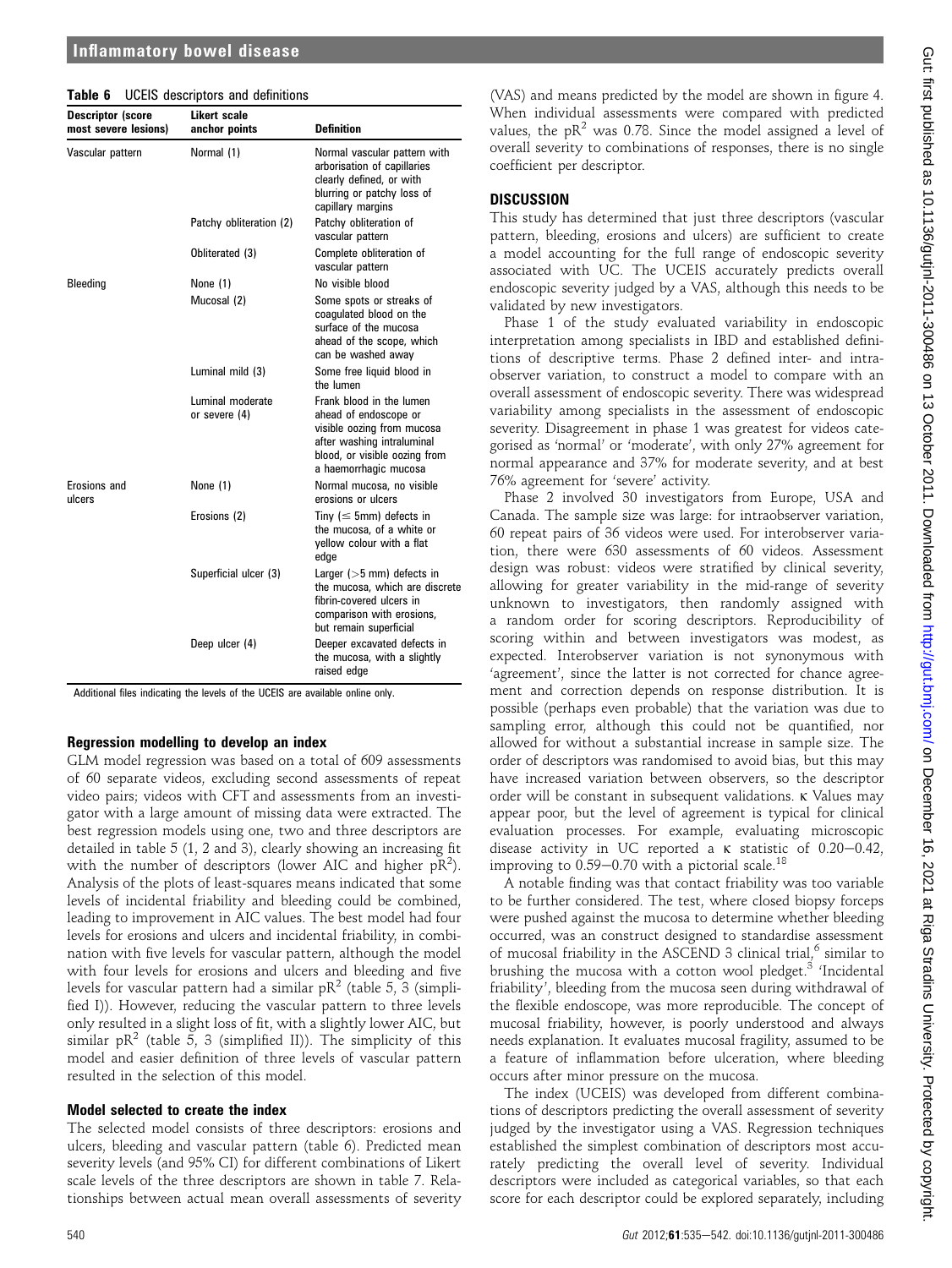**Table 6** UCEIS descriptors and definitions

| Descriptor (score most severe lesions) | Likert scale anchor points | Definition |
|---|---|---|
| Vascular pattern | Normal (1) | Normal vascular pattern with arborisation of capillaries clearly defined, or with blurring or patchy loss of capillary margins |
| | Patchy obliteration (2) | Patchy obliteration of vascular pattern |
| | Obliterated (3) | Complete obliteration of vascular pattern |
| Bleeding | None (1) | No visible blood |
| | Mucosal (2) | Some spots or streaks of coagulated blood on the surface of the mucosa ahead of the scope, which can be washed away |
| | Luminal mild (3) | Some free liquid blood in the lumen |
| | Luminal moderate or severe (4) | Frank blood in the lumen ahead of endoscope or visible oozing from mucosa after washing intraluminal blood, or visible oozing from a haemorrhagic mucosa |
| Erosions and ulcers | None (1) | Normal mucosa, no visible erosions or ulcers |
| | Erosions (2) | Tiny (≤ 5mm) defects in the mucosa, of a white or yellow colour with a flat edge |
| | Superficial ulcer (3) | Larger (>5 mm) defects in the mucosa, which are discrete fibrin-covered ulcers in comparison with erosions, but remain superficial |
| | Deep ulcer (4) | Deeper excavated defects in the mucosa, with a slightly raised edge |

Additional files indicating the levels of the UCEIS are available online only.

### Regression modelling to develop an index

GLM model regression was based on a total of 609 assessments of 60 separate videos, excluding second assessments of repeat video pairs; videos with CFT and assessments from an investigator with a large amount of missing data were extracted. The best regression models using one, two and three descriptors are detailed in table 5 (1, 2 and 3), clearly showing an increasing fit with the number of descriptors (lower AIC and higher $pR^2$). Analysis of the plots of least-squares means indicated that some levels of incidental friability and bleeding could be combined, leading to improvement in AIC values. The best model had four levels for erosions and ulcers and incidental friability, in combination with five levels for vascular pattern, although the model with four levels for erosions and ulcers and bleeding and five levels for vascular pattern had a similar $pR^2$ (table 5, 3 (simplified I)). However, reducing the vascular pattern to three levels only resulted in a slight loss of fit, with a slightly lower AIC, but similar $pR^2$ (table 5, 3 (simplified II)). The simplicity of this model and easier definition of three levels of vascular pattern resulted in the selection of this model.

### Model selected to create the index

The selected model consists of three descriptors: erosions and ulcers, bleeding and vascular pattern (table 6). Predicted mean severity levels (and 95% CI) for different combinations of Likert scale levels of the three descriptors are shown in table 7. Relationships between actual mean overall assessments of severity (VAS) and means predicted by the model are shown in figure 4. When individual assessments were compared with predicted values, the $pR^2$ was 0.78. Since the model assigned a level of overall severity to combinations of responses, there is no single coefficient per descriptor.

## DISCUSSION

This study has determined that just three descriptors (vascular pattern, bleeding, erosions and ulcers) are sufficient to create a model accounting for the full range of endoscopic severity associated with UC. The UCEIS accurately predicts overall endoscopic severity judged by a VAS, although this needs to be validated by new investigators.

Phase 1 of the study evaluated variability in endoscopic interpretation among specialists in IBD and established definitions of descriptive terms. Phase 2 defined inter- and intraobserver variation, to construct a model to compare with an overall assessment of endoscopic severity. There was widespread variability among specialists in the assessment of endoscopic severity. Disagreement in phase 1 was greatest for videos categorised as 'normal' or 'moderate', with only 27% agreement for normal appearance and 37% for moderate severity, and at best 76% agreement for 'severe' activity.

Phase 2 involved 30 investigators from Europe, USA and Canada. The sample size was large: for intraobserver variation, 60 repeat pairs of 36 videos were used. For interobserver variation, there were 630 assessments of 60 videos. Assessment design was robust: videos were stratified by clinical severity, allowing for greater variability in the mid-range of severity unknown to investigators, then randomly assigned with a random order for scoring descriptors. Reproducibility of scoring within and between investigators was modest, as expected. Interobserver variation is not synonymous with 'agreement', since the latter is not corrected for chance agreement and correction depends on response distribution. It is possible (perhaps even probable) that the variation was due to sampling error, although this could not be quantified, nor allowed for without a substantial increase in sample size. The order of descriptors was randomised to avoid bias, but this may have increased variation between observers, so the descriptor order will be constant in subsequent validations. κ Values may appear poor, but the level of agreement is typical for clinical evaluation processes. For example, evaluating microscopic disease activity in UC reported a κ statistic of 0.20–0.42, improving to 0.59–0.70 with a pictorial scale.[18]

A notable finding was that contact friability was too variable to be further considered. The test, where closed biopsy forceps were pushed against the mucosa to determine whether bleeding occurred, was an construct designed to standardise assessment of mucosal friability in the ASCEND 3 clinical trial,[6] similar to brushing the mucosa with a cotton wool pledget.[3] 'Incidental friability', bleeding from the mucosa seen during withdrawal of the flexible endoscope, was more reproducible. The concept of mucosal friability, however, is poorly understood and always needs explanation. It evaluates mucosal fragility, assumed to be a feature of inflammation before ulceration, where bleeding occurs after minor pressure on the mucosa.

The index (UCEIS) was developed from different combinations of descriptors predicting the overall assessment of severity judged by the investigator using a VAS. Regression techniques established the simplest combination of descriptors most accurately predicting the overall level of severity. Individual descriptors were included as categorical variables, so that each score for each descriptor could be explored separately, including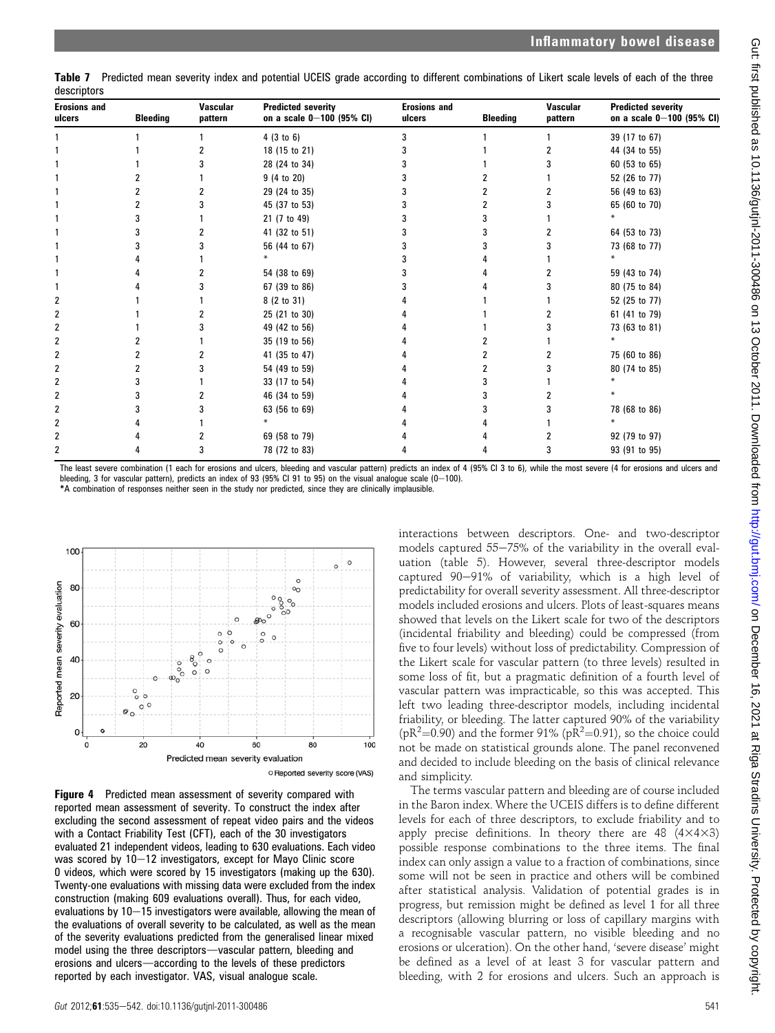**Table 7** Predicted mean severity index and potential UCEIS grade according to different combinations of Likert scale levels of each of the three descriptors

| Erosions and ulcers | Bleeding | Vascular pattern | Predicted severity on a scale 0–100 (95% CI) | Erosions and ulcers | Bleeding | Vascular pattern | Predicted severity on a scale 0–100 (95% CI) |
|---|---|---|---|---|---|---|---|
| 1 | 1 | 1 | 4 (3 to 6) | 3 | 1 | 1 | 39 (17 to 67) |
| 1 | 1 | 2 | 18 (15 to 21) | 3 | 1 | 2 | 44 (34 to 55) |
| 1 | 1 | 3 | 28 (24 to 34) | 3 | 1 | 3 | 60 (53 to 65) |
| 1 | 2 | 1 | 9 (4 to 20) | 3 | 2 | 1 | 52 (26 to 77) |
| 1 | 2 | 2 | 29 (24 to 35) | 3 | 2 | 2 | 56 (49 to 63) |
| 1 | 2 | 3 | 45 (37 to 53) | 3 | 2 | 3 | 65 (60 to 70) |
| 1 | 3 | 1 | 21 (7 to 49) | 3 | 3 | 1 | * |
| 1 | 3 | 2 | 41 (32 to 51) | 3 | 3 | 2 | 64 (53 to 73) |
| 1 | 3 | 3 | 56 (44 to 67) | 3 | 3 | 3 | 73 (68 to 77) |
| 1 | 4 | 1 | * | 3 | 4 | 1 | * |
| 1 | 4 | 2 | 54 (38 to 69) | 3 | 4 | 2 | 59 (43 to 74) |
| 1 | 4 | 3 | 67 (39 to 86) | 3 | 4 | 3 | 80 (75 to 84) |
| 2 | 1 | 1 | 8 (2 to 31) | 4 | 1 | 1 | 52 (25 to 77) |
| 2 | 1 | 2 | 25 (21 to 30) | 4 | 1 | 2 | 61 (41 to 79) |
| 2 | 1 | 3 | 49 (42 to 56) | 4 | 1 | 3 | 73 (63 to 81) |
| 2 | 2 | 1 | 35 (19 to 56) | 4 | 2 | 1 | * |
| 2 | 2 | 2 | 41 (35 to 47) | 4 | 2 | 2 | 75 (60 to 86) |
| 2 | 2 | 3 | 54 (49 to 59) | 4 | 2 | 3 | 80 (74 to 85) |
| 2 | 3 | 1 | 33 (17 to 54) | 4 | 3 | 1 | * |
| 2 | 3 | 2 | 46 (34 to 59) | 4 | 3 | 2 | * |
| 2 | 3 | 3 | 63 (56 to 69) | 4 | 3 | 3 | 78 (68 to 86) |
| 2 | 4 | 1 | * | 4 | 4 | 1 | * |
| 2 | 4 | 2 | 69 (58 to 79) | 4 | 4 | 2 | 92 (79 to 97) |
| 2 | 4 | 3 | 78 (72 to 83) | 4 | 4 | 3 | 93 (91 to 95) |

The least severe combination (1 each for erosions and ulcers, bleeding and vascular pattern) predicts an index of 4 (95% CI 3 to 6), while the most severe (4 for erosions and ulcers and bleeding, 3 for vascular pattern), predicts an index of 93 (95% CI 91 to 95) on the visual analogue scale (0–100).

*A combination of responses neither seen in the study nor predicted, since they are clinically implausible.

**Figure 4** Predicted mean assessment of severity compared with reported mean assessment of severity. To construct the index after excluding the second assessment of repeat video pairs and the videos with a Contact Friability Test (CFT), each of the 30 investigators evaluated 21 independent videos, leading to 630 evaluations. Each video was scored by 10–12 investigators, except for Mayo Clinic score 0 videos, which were scored by 15 investigators (making up the 630). Twenty-one evaluations with missing data were excluded from the index construction (making 609 evaluations overall). Thus, for each video, evaluations by 10–15 investigators were available, allowing the mean of the evaluations of overall severity to be calculated, as well as the mean of the severity evaluations predicted from the generalised linear mixed model using the three descriptors—vascular pattern, bleeding and erosions and ulcers—according to the levels of these predictors reported by each investigator. VAS, visual analogue scale.

interactions between descriptors. One- and two-descriptor models captured 55–75% of the variability in the overall evaluation (table 5). However, several three-descriptor models captured 90–91% of variability, which is a high level of predictability for overall severity assessment. All three-descriptor models included erosions and ulcers. Plots of least-squares means showed that levels on the Likert scale for two of the descriptors (incidental friability and bleeding) could be compressed (from five to four levels) without loss of predictability. Compression of the Likert scale for vascular pattern (to three levels) resulted in some loss of fit, but a pragmatic definition of a fourth level of vascular pattern was impracticable, so this was accepted. This left two leading three-descriptor models, including incidental friability, or bleeding. The latter captured 90% of the variability ($pR^2$=0.90) and the former 91% ($pR^2$=0.91), so the choice could not be made on statistical grounds alone. The panel reconvened and decided to include bleeding on the basis of clinical relevance and simplicity.

The terms vascular pattern and bleeding are of course included in the Baron index. Where the UCEIS differs is to define different levels for each of three descriptors, to exclude friability and to apply precise definitions. In theory there are 48 (4×4×3) possible response combinations to the three items. The final index can only assign a value to a fraction of combinations, since some will not be seen in practice and others will be combined after statistical analysis. Validation of potential grades is in progress, but remission might be defined as level 1 for all three descriptors (allowing blurring or loss of capillary margins with a recognisable vascular pattern, no visible bleeding and no erosions or ulceration). On the other hand, 'severe disease' might be defined as a level of at least 3 for vascular pattern and bleeding, with 2 for erosions and ulcers. Such an approach is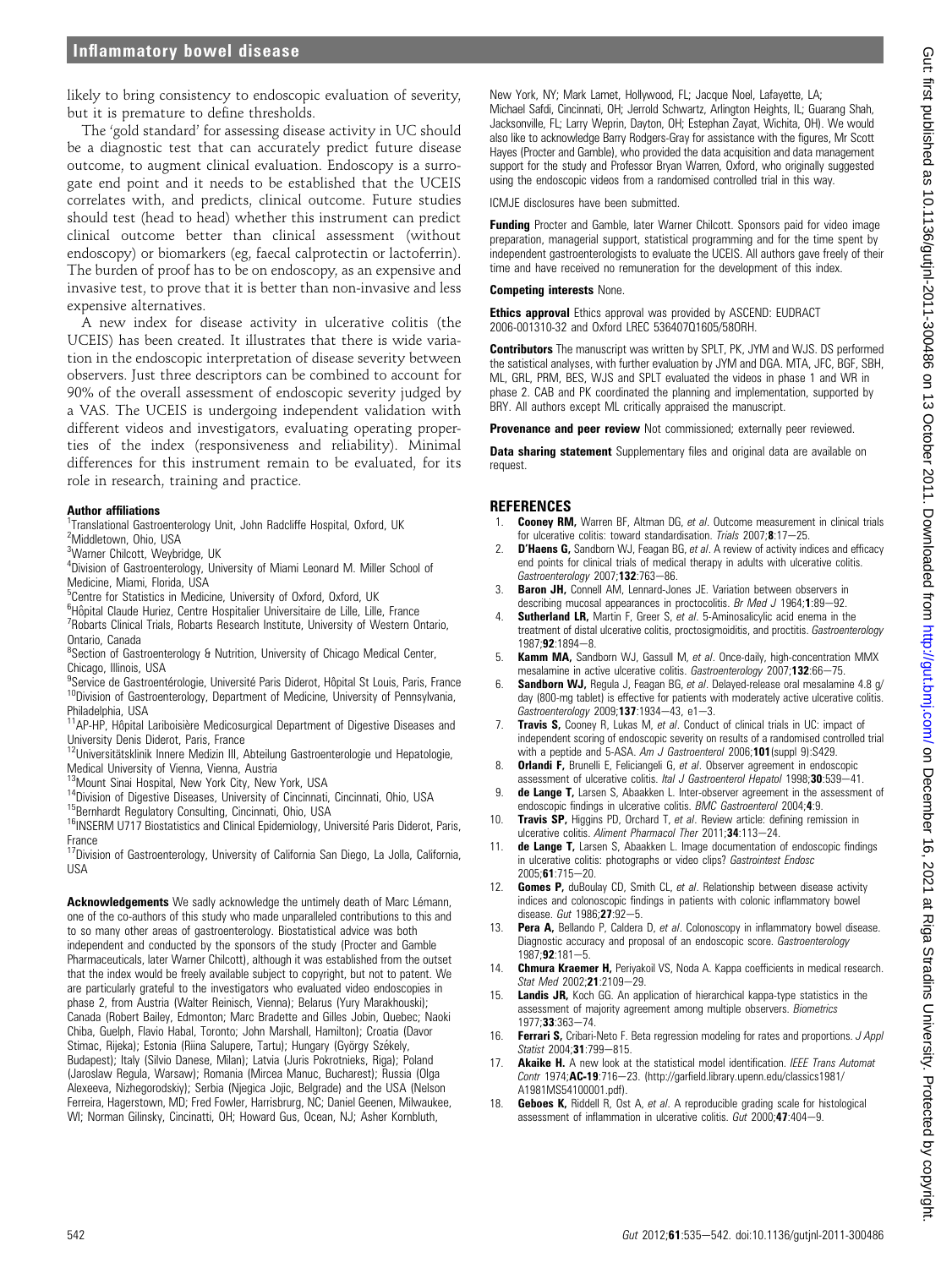likely to bring consistency to endoscopic evaluation of severity, but it is premature to define thresholds.

The 'gold standard' for assessing disease activity in UC should be a diagnostic test that can accurately predict future disease outcome, to augment clinical evaluation. Endoscopy is a surrogate end point and it needs to be established that the UCEIS correlates with, and predicts, clinical outcome. Future studies should test (head to head) whether this instrument can predict clinical outcome better than clinical assessment (without endoscopy) or biomarkers (eg, faecal calprotectin or lactoferrin). The burden of proof has to be on endoscopy, as an expensive and invasive test, to prove that it is better than non-invasive and less expensive alternatives.

A new index for disease activity in ulcerative colitis (the UCEIS) has been created. It illustrates that there is wide variation in the endoscopic interpretation of disease severity between observers. Just three descriptors can be combined to account for 90% of the overall assessment of endoscopic severity judged by a VAS. The UCEIS is undergoing independent validation with different videos and investigators, evaluating operating properties of the index (responsiveness and reliability). Minimal differences for this instrument remain to be evaluated, for its role in research, training and practice.

#### Author affiliations

[1]Translational Gastroenterology Unit, John Radcliffe Hospital, Oxford, UK
[2]Middletown, Ohio, USA
[3]Warner Chilcott, Weybridge, UK
[4]Division of Gastroenterology, University of Miami Leonard M. Miller School of Medicine, Miami, Florida, USA
[5]Centre for Statistics in Medicine, University of Oxford, Oxford, UK
[6]Hôpital Claude Huriez, Centre Hospitalier Universitaire de Lille, Lille, France
[7]Robarts Clinical Trials, Robarts Research Institute, University of Western Ontario, Ontario, Canada
[8]Section of Gastroenterology & Nutrition, University of Chicago Medical Center, Chicago, Illinois, USA
[9]Service de Gastroentérologie, Université Paris Diderot, Hôpital St Louis, Paris, France
[10]Division of Gastroenterology, Department of Medicine, University of Pennsylvania, Philadelphia, USA
[11]AP-HP, Hôpital Lariboisière Medicosurgical Department of Digestive Diseases and University Denis Diderot, Paris, France
[12]Universitätsklinik Innere Medizin III, Abteilung Gastroenterologie und Hepatologie, Medical University of Vienna, Vienna, Austria
[13]Mount Sinai Hospital, New York City, New York, USA
[14]Division of Digestive Diseases, University of Cincinnati, Cincinnati, Ohio, USA
[15]Bernhardt Regulatory Consulting, Cincinnati, Ohio, USA
[16]INSERM U717 Biostatistics and Clinical Epidemiology, Université Paris Diderot, Paris, France
[17]Division of Gastroenterology, University of California San Diego, La Jolla, California, USA

**Acknowledgements** We sadly acknowledge the untimely death of Marc Lémann, one of the co-authors of this study who made unparalleled contributions to this and to so many other areas of gastroenterology. Biostatistical advice was both independent and conducted by the sponsors of the study (Procter and Gamble Pharmaceuticals, later Warner Chilcott), although it was established from the outset that the index would be freely available subject to copyright, but not to patent. We are particularly grateful to the investigators who evaluated video endoscopies in phase 2, from Austria (Walter Reinisch, Vienna); Belarus (Yury Marakhouski); Canada (Robert Bailey, Edmonton; Marc Bradette and Gilles Jobin, Quebec; Naoki Chiba, Guelph, Flavio Habal, Toronto; John Marshall, Hamilton); Croatia (Davor Stimac, Rijeka); Estonia (Riina Salupere, Tartu); Hungary (György Székely, Budapest); Italy (Silvio Danese, Milan); Latvia (Juris Pokrotnieks, Riga); Poland (Jaroslaw Regula, Warsaw); Romania (Mircea Manuc, Bucharest); Russia (Olga Alexeeva, Nizhegorodskiy); Serbia (Njegica Jojic, Belgrade) and the USA (Nelson Ferreira, Hagerstown, MD; Fred Fowler, Harrisbrurg, NC; Daniel Geenen, Milwaukee, WI; Norman Gilinsky, Cincinatti, OH; Howard Gus, Ocean, NJ; Asher Kornbluth, New York, NY; Mark Lamet, Hollywood, FL; Jacque Noel, Lafayette, LA; Michael Safdi, Cincinnati, OH; Jerrold Schwartz, Arlington Heights, IL; Guarang Shah, Jacksonville, FL; Larry Weprin, Dayton, OH; Estephan Zayat, Wichita, OH). We would also like to acknowledge Barry Rodgers-Gray for assistance with the figures, Mr Scott Hayes (Procter and Gamble), who provided the data acquisition and data management support for the study and Professor Bryan Warren, Oxford, who originally suggested using the endoscopic videos from a randomised controlled trial in this way.

ICMJE disclosures have been submitted.

**Funding** Procter and Gamble, later Warner Chilcott. Sponsors paid for video image preparation, managerial support, statistical programming and for the time spent by independent gastroenterologists to evaluate the UCEIS. All authors gave freely of their time and have received no remuneration for the development of this index.

**Competing interests** None.

**Ethics approval** Ethics approval was provided by ASCEND: EUDRACT 2006-001310-32 and Oxford LREC 536407Q1605/58ORH.

**Contributors** The manuscript was written by SPLT, PK, JYM and WJS. DS performed the satistical analyses, with further evaluation by JYM and DGA. MTA, JFC, BGF, SBH, ML, GRL, PRM, BES, WJS and SPLT evaluated the videos in phase 1 and WR in phase 2. CAB and PK coordinated the planning and implementation, supported by BRY. All authors except ML critically appraised the manuscript.

**Provenance and peer review** Not commissioned; externally peer reviewed.

**Data sharing statement** Supplementary files and original data are available on request.

## REFERENCES

1. **Cooney RM,** Warren BF, Altman DG, *et al*. Outcome measurement in clinical trials for ulcerative colitis: toward standardisation. *Trials* 2007;**8**:17−25.
2. **D'Haens G,** Sandborn WJ, Feagan BG, *et al*. A review of activity indices and efficacy end points for clinical trials of medical therapy in adults with ulcerative colitis. *Gastroenterology* 2007;**132**:763−86.
3. **Baron JH,** Connell AM, Lennard-Jones JE. Variation between observers in describing mucosal appearances in proctocolitis. *Br Med J* 1964;**1**:89−92.
4. **Sutherland LR,** Martin F, Greer S, *et al*. 5-Aminosalicylic acid enema in the treatment of distal ulcerative colitis, proctosigmoiditis, and proctitis. *Gastroenterology* 1987;**92**:1894−8.
5. **Kamm MA,** Sandborn WJ, Gassull M, *et al*. Once-daily, high-concentration MMX mesalamine in active ulcerative colitis. *Gastroenterology* 2007;**132**:66−75.
6. **Sandborn WJ,** Regula J, Feagan BG, *et al*. Delayed-release oral mesalamine 4.8 g/day (800-mg tablet) is effective for patients with moderately active ulcerative colitis. *Gastroenterology* 2009;**137**:1934−43, e1−3.
7. **Travis S,** Cooney R, Lukas M, *et al*. Conduct of clinical trials in UC: impact of independent scoring of endoscopic severity on results of a randomised controlled trial with a peptide and 5-ASA. *Am J Gastroenterol* 2006;**101**(suppl 9):S429.
8. **Orlandi F,** Brunelli E, Feliciangeli G, *et al*. Observer agreement in endoscopic assessment of ulcerative colitis. *Ital J Gastroenterol Hepatol* 1998;**30**:539−41.
9. **de Lange T,** Larsen S, Abaakken L. Inter-observer agreement in the assessment of endoscopic findings in ulcerative colitis. *BMC Gastroenterol* 2004;**4**:9.
10. **Travis SP,** Higgins PD, Orchard T, *et al*. Review article: defining remission in ulcerative colitis. *Aliment Pharmacol Ther* 2011;**34**:113−24.
11. **de Lange T,** Larsen S, Abaakken L. Image documentation of endoscopic findings in ulcerative colitis: photographs or video clips? *Gastrointest Endosc* 2005;**61**:715−20.
12. **Gomes P,** duBoulay CD, Smith CL, *et al*. Relationship between disease activity indices and colonoscopic findings in patients with colonic inflammatory bowel disease. *Gut* 1986;**27**:92−5.
13. **Pera A,** Bellando P, Caldera D, *et al*. Colonoscopy in inflammatory bowel disease. Diagnostic accuracy and proposal of an endoscopic score. *Gastroenterology* 1987;**92**:181−5.
14. **Chmura Kraemer H,** Periyakoil VS, Noda A. Kappa coefficients in medical research. *Stat Med* 2002;**21**:2109−29.
15. **Landis JR,** Koch GG. An application of hierarchical kappa-type statistics in the assessment of majority agreement among multiple observers. *Biometrics* 1977;**33**:363−74.
16. **Ferrari S,** Cribari-Neto F. Beta regression modeling for rates and proportions. *J Appl Statist* 2004;**31**:799−815.
17. **Akaike H.** A new look at the statistical model identification. *IEEE Trans Automat Contr* 1974;**AC-19**:716−23. (http://garfield.library.upenn.edu/classics1981/A1981MS54100001.pdf).
18. **Geboes K,** Riddell R, Ost A, *et al*. A reproducible grading scale for histological assessment of inflammation in ulcerative colitis. *Gut* 2000;**47**:404−9.